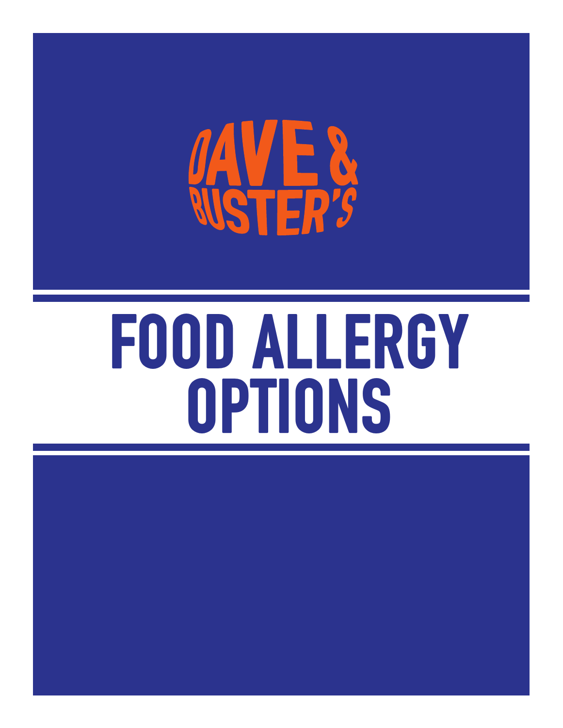# DAVE & BUSTER'S

# FOOD ALLERGY OPTIONS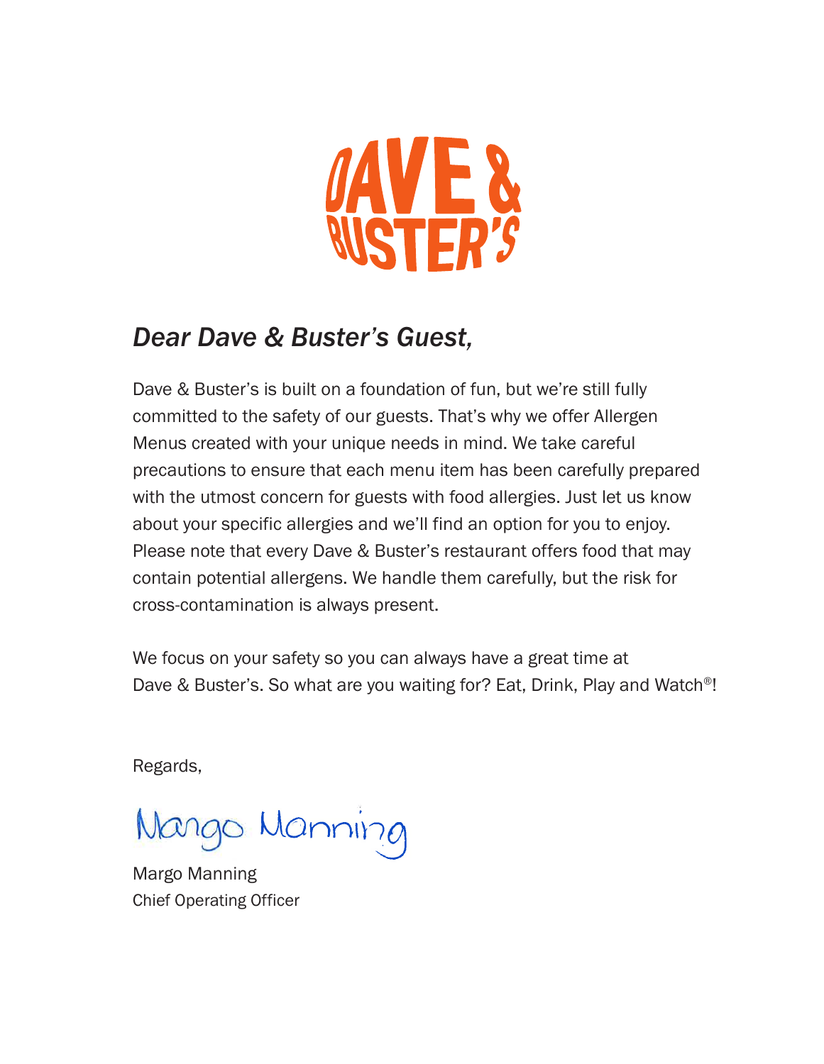*Dear Dave & Buster's Guest,*

Dave & Buster's is built on a foundation of fun, but we're still fully committed to the safety of our guests. That's why we offer Allergen Menus created with your unique needs in mind. We take careful precautions to ensure that each menu item has been carefully prepared with the utmost concern for guests with food allergies. Just let us know about your specific allergies and we'll find an option for you to enjoy. Please note that every Dave & Buster's restaurant offers food that may contain potential allergens. We handle them carefully, but the risk for cross-contamination is always present.

We focus on your safety so you can always have a great time at Dave & Buster's. So what are you waiting for? Eat, Drink, Play and Watch®!

Regards,

Margo Manning

Margo Manning
Chief Operating Officer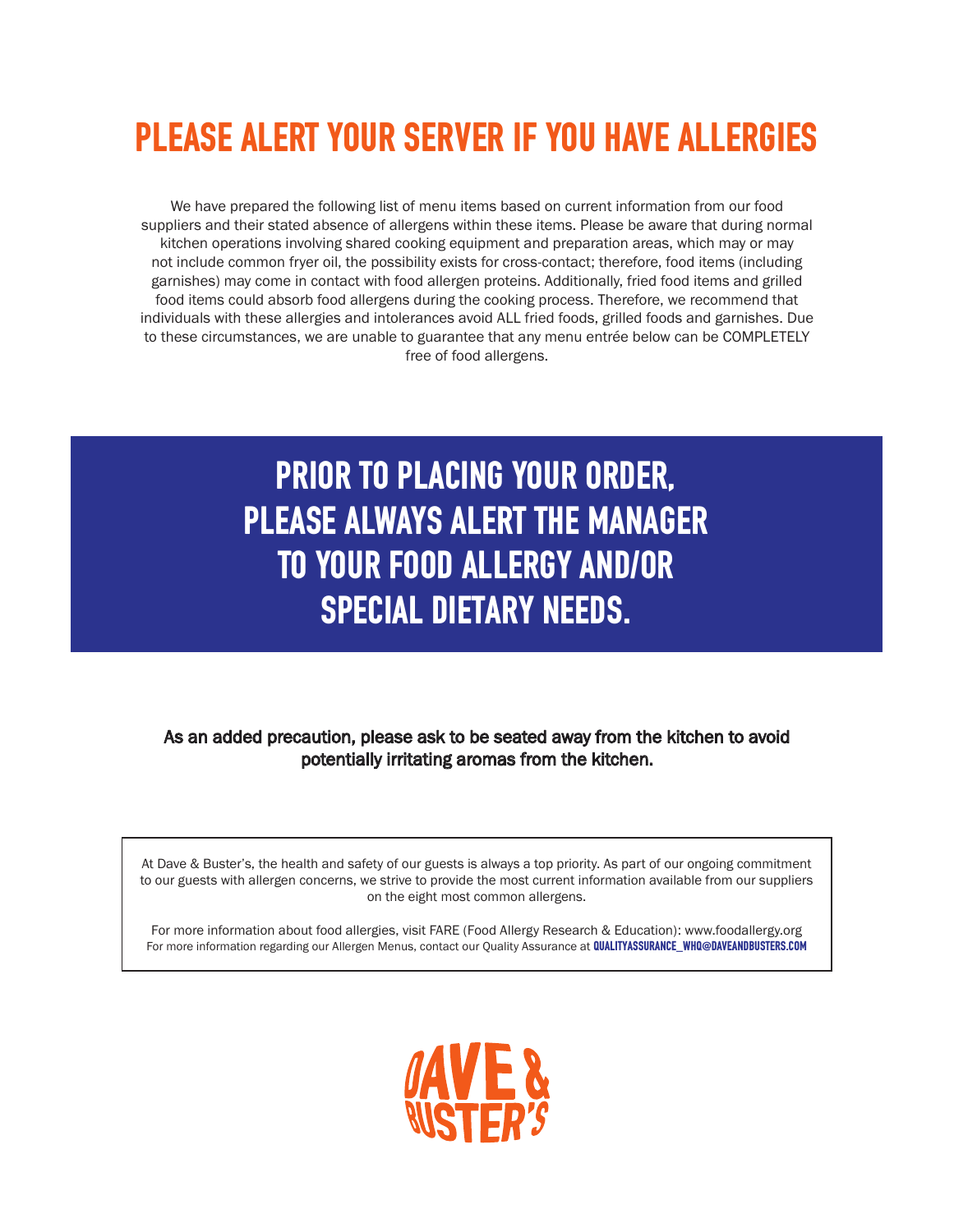# PLEASE ALERT YOUR SERVER IF YOU HAVE ALLERGIES

We have prepared the following list of menu items based on current information from our food suppliers and their stated absence of allergens within these items. Please be aware that during normal kitchen operations involving shared cooking equipment and preparation areas, which may or may not include common fryer oil, the possibility exists for cross-contact; therefore, food items (including garnishes) may come in contact with food allergen proteins. Additionally, fried food items and grilled food items could absorb food allergens during the cooking process. Therefore, we recommend that individuals with these allergies and intolerances avoid ALL fried foods, grilled foods and garnishes. Due to these circumstances, we are unable to guarantee that any menu entrée below can be COMPLETELY free of food allergens.

## PRIOR TO PLACING YOUR ORDER, PLEASE ALWAYS ALERT THE MANAGER TO YOUR FOOD ALLERGY AND/OR SPECIAL DIETARY NEEDS.

**As an added precaution, please ask to be seated away from the kitchen to avoid potentially irritating aromas from the kitchen.**

At Dave & Buster's, the health and safety of our guests is always a top priority. As part of our ongoing commitment to our guests with allergen concerns, we strive to provide the most current information available from our suppliers on the eight most common allergens.

For more information about food allergies, visit FARE (Food Allergy Research & Education): www.foodallergy.org
For more information regarding our Allergen Menus, contact our Quality Assurance at **QUALITYASSURANCE_WHQ@DAVEANDBUSTERS.COM**

DAVE & BUSTER'S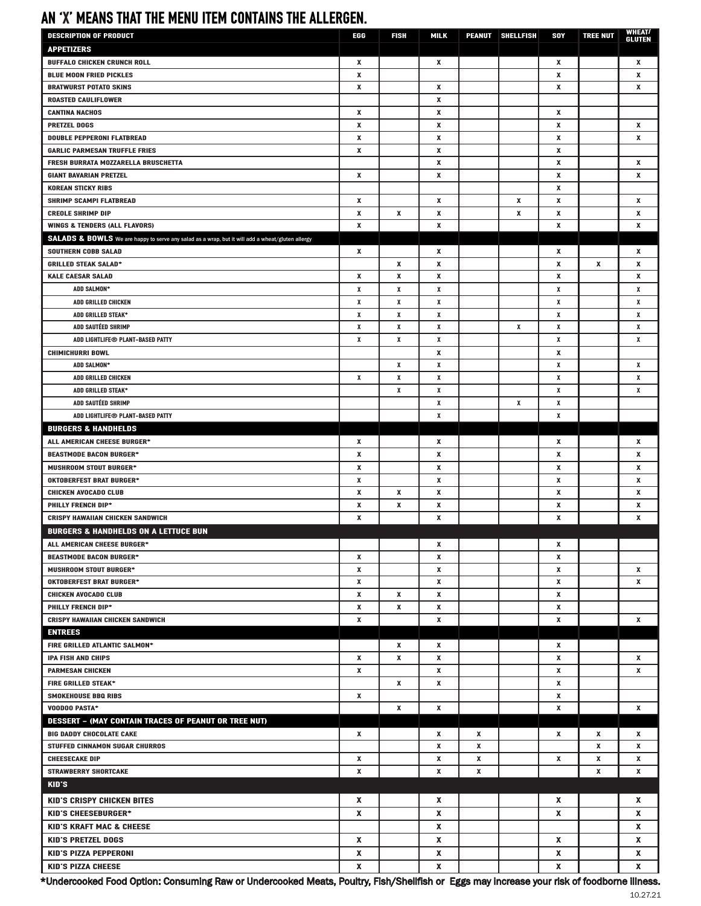# AN 'X' MEANS THAT THE MENU ITEM CONTAINS THE ALLERGEN.

| DESCRIPTION OF PRODUCT | EGG | FISH | MILK | PEANUT | SHELLFISH | SOY | TREE NUT | WHEAT/ GLUTEN |
|---|---|---|---|---|---|---|---|---|
| **APPETIZERS** | | | | | | | | |
| BUFFALO CHICKEN CRUNCH ROLL | X | | X | | | X | | X |
| BLUE MOON FRIED PICKLES | X | | | | | X | | X |
| BRATWURST POTATO SKINS | X | | X | | | X | | X |
| ROASTED CAULIFLOWER | | | X | | | | | |
| CANTINA NACHOS | X | | X | | | X | | |
| PRETZEL DOGS | X | | X | | | X | | X |
| DOUBLE PEPPERONI FLATBREAD | X | | X | | | X | | X |
| GARLIC PARMESAN TRUFFLE FRIES | X | | X | | | X | | |
| FRESH BURRATA MOZZARELLA BRUSCHETTA | | | X | | | X | | X |
| GIANT BAVARIAN PRETZEL | X | | X | | | X | | X |
| KOREAN STICKY RIBS | | | | | | X | | |
| SHRIMP SCAMPI FLATBREAD | X | | X | | X | X | | X |
| CREOLE SHRIMP DIP | X | X | X | | X | X | | X |
| WINGS & TENDERS (ALL FLAVORS) | X | | X | | | X | | X |
| **SALADS & BOWLS** We are happy to serve any salad as a wrap, but it will add a wheat/gluten allergy | | | | | | | | |
| SOUTHERN COBB SALAD | X | | X | | | X | | X |
| GRILLED STEAK SALAD* | | X | X | | | X | X | X |
| KALE CAESAR SALAD | X | X | X | | | X | | X |
| ADD SALMON* | X | X | X | | | X | | X |
| ADD GRILLED CHICKEN | X | X | X | | | X | | X |
| ADD GRILLED STEAK* | X | X | X | | | X | | X |
| ADD SAUTÉED SHRIMP | X | X | X | | X | X | | X |
| ADD LIGHTLIFE® PLANT-BASED PATTY | X | X | X | | | X | | X |
| CHIMICHURRI BOWL | | | X | | | X | | |
| ADD SALMON* | | X | X | | | X | | X |
| ADD GRILLED CHICKEN | X | X | X | | | X | | X |
| ADD GRILLED STEAK* | | X | X | | | X | | X |
| ADD SAUTÉED SHRIMP | | | X | | X | X | | |
| ADD LIGHTLIFE® PLANT-BASED PATTY | | | X | | | X | | |
| **BURGERS & HANDHELDS** | | | | | | | | |
| ALL AMERICAN CHEESE BURGER* | X | | X | | | X | | X |
| BEASTMODE BACON BURGER* | X | | X | | | X | | X |
| MUSHROOM STOUT BURGER* | X | | X | | | X | | X |
| OKTOBERFEST BRAT BURGER* | X | | X | | | X | | X |
| CHICKEN AVOCADO CLUB | X | X | X | | | X | | X |
| PHILLY FRENCH DIP* | X | X | X | | | X | | X |
| CRISPY HAWAIIAN CHICKEN SANDWICH | X | | X | | | X | | X |
| **BURGERS & HANDHELDS ON A LETTUCE BUN** | | | | | | | | |
| ALL AMERICAN CHEESE BURGER* | | | X | | | X | | |
| BEASTMODE BACON BURGER* | X | | X | | | X | | |
| MUSHROOM STOUT BURGER* | X | | X | | | X | | X |
| OKTOBERFEST BRAT BURGER* | X | | X | | | X | | X |
| CHICKEN AVOCADO CLUB | X | X | X | | | X | | |
| PHILLY FRENCH DIP* | X | X | X | | | X | | |
| CRISPY HAWAIIAN CHICKEN SANDWICH | X | | X | | | X | | X |
| **ENTREES** | | | | | | | | |
| FIRE GRILLED ATLANTIC SALMON* | | X | X | | | X | | |
| IPA FISH AND CHIPS | X | X | X | | | X | | X |
| PARMESAN CHICKEN | X | | X | | | X | | X |
| FIRE GRILLED STEAK* | | X | X | | | X | | |
| SMOKEHOUSE BBQ RIBS | X | | | | | X | | |
| VOODOO PASTA* | | X | X | | | X | | X |
| **DESSERT – (MAY CONTAIN TRACES OF PEANUT OR TREE NUT)** | | | | | | | | |
| BIG DADDY CHOCOLATE CAKE | X | | X | X | | X | X | X |
| STUFFED CINNAMON SUGAR CHURROS | | | X | X | | | X | X |
| CHEESECAKE DIP | X | | X | X | | X | X | X |
| STRAWBERRY SHORTCAKE | X | | X | X | | | X | X |
| **KID'S** | | | | | | | | |
| KID'S CRISPY CHICKEN BITES | X | | X | | | X | | X |
| KID'S CHEESEBURGER* | X | | X | | | X | | X |
| KID'S KRAFT MAC & CHEESE | | | X | | | | | X |
| KID'S PRETZEL DOGS | X | | X | | | X | | X |
| KID'S PIZZA PEPPERONI | X | | X | | | X | | X |
| KID'S PIZZA CHEESE | X | | X | | | X | | X |

*Undercooked Food Option: Consuming Raw or Undercooked Meats, Poultry, Fish/Shellfish or Eggs may increase your risk of foodborne illness.

10.27.21